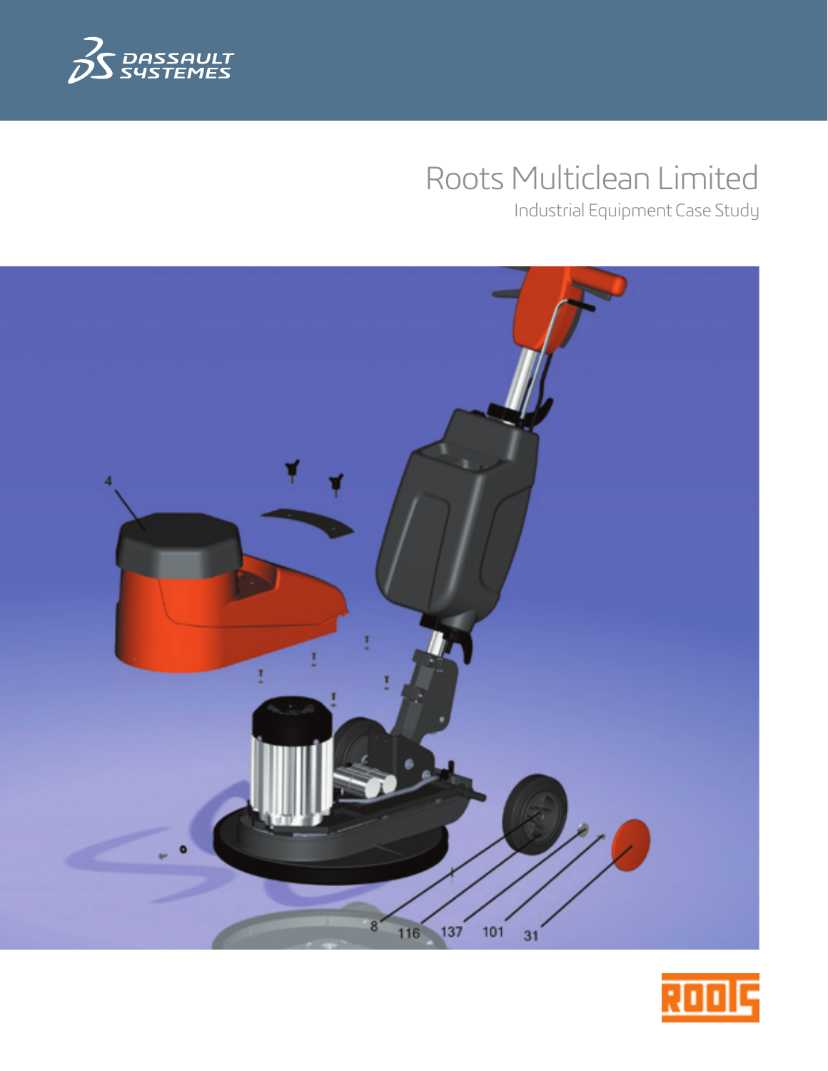# Roots Multiclean Limited

Industrial Equipment Case Study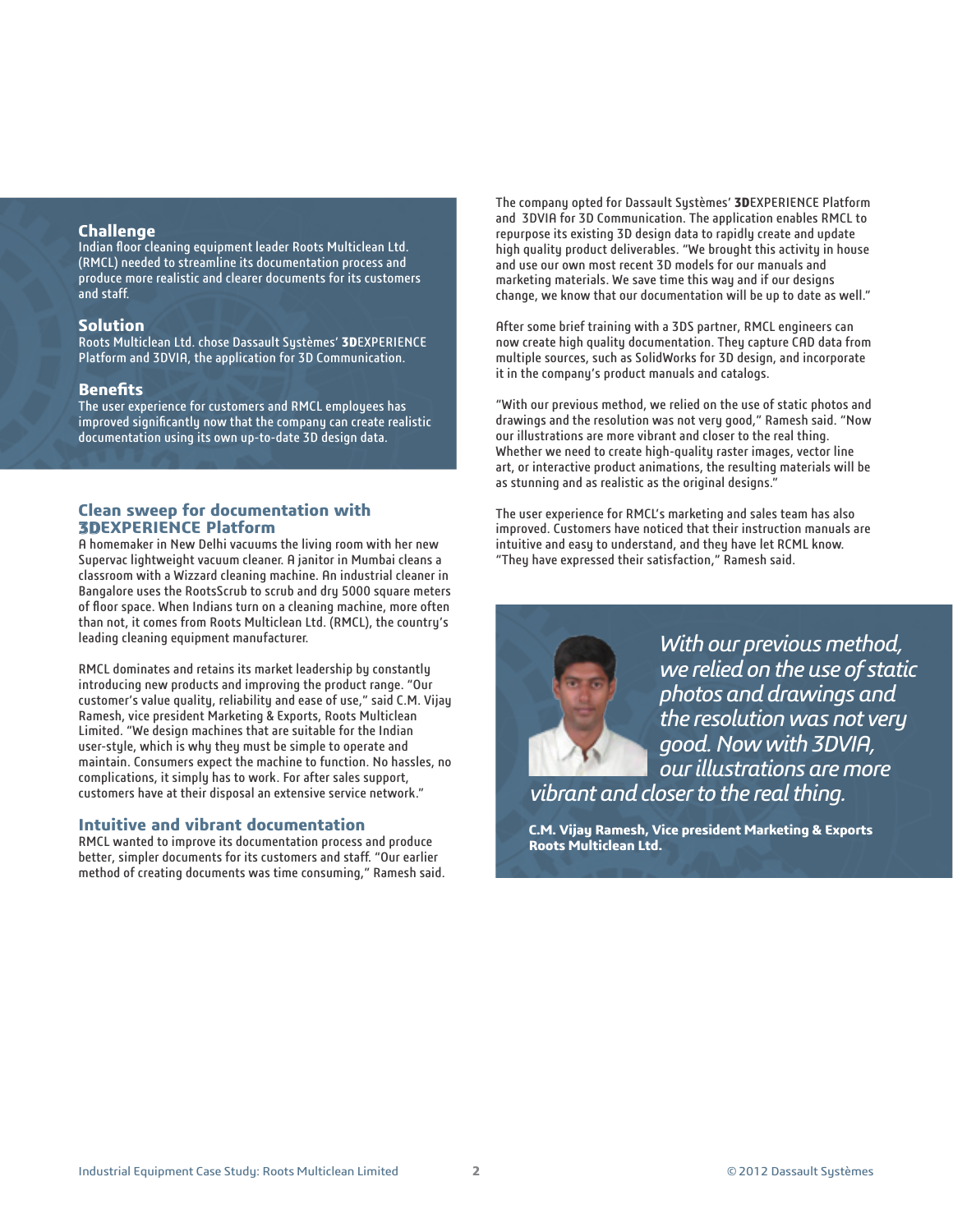## Challenge

Indian floor cleaning equipment leader Roots Multiclean Ltd. (RMCL) needed to streamline its documentation process and produce more realistic and clearer documents for its customers and staff.

## Solution

Roots Multiclean Ltd. chose Dassault Systèmes' **3D**EXPERIENCE Platform and 3DVIA, the application for 3D Communication.

## Benefits

The user experience for customers and RMCL employees has improved significantly now that the company can create realistic documentation using its own up-to-date 3D design data.

## Clean sweep for documentation with 3DEXPERIENCE Platform

A homemaker in New Delhi vacuums the living room with her new Supervac lightweight vacuum cleaner. A janitor in Mumbai cleans a classroom with a Wizzard cleaning machine. An industrial cleaner in Bangalore uses the RootsScrub to scrub and dry 5000 square meters of floor space. When Indians turn on a cleaning machine, more often than not, it comes from Roots Multiclean Ltd. (RMCL), the country's leading cleaning equipment manufacturer.

RMCL dominates and retains its market leadership by constantly introducing new products and improving the product range. "Our customer's value quality, reliability and ease of use," said C.M. Vijay Ramesh, vice president Marketing & Exports, Roots Multiclean Limited. "We design machines that are suitable for the Indian user-style, which is why they must be simple to operate and maintain. Consumers expect the machine to function. No hassles, no complications, it simply has to work. For after sales support, customers have at their disposal an extensive service network."

## Intuitive and vibrant documentation

RMCL wanted to improve its documentation process and produce better, simpler documents for its customers and staff. "Our earlier method of creating documents was time consuming," Ramesh said.

The company opted for Dassault Systèmes' **3D**EXPERIENCE Platform and 3DVIA for 3D Communication. The application enables RMCL to repurpose its existing 3D design data to rapidly create and update high quality product deliverables. "We brought this activity in house and use our own most recent 3D models for our manuals and marketing materials. We save time this way and if our designs change, we know that our documentation will be up to date as well."

After some brief training with a 3DS partner, RMCL engineers can now create high quality documentation. They capture CAD data from multiple sources, such as SolidWorks for 3D design, and incorporate it in the company's product manuals and catalogs.

"With our previous method, we relied on the use of static photos and drawings and the resolution was not very good," Ramesh said. "Now our illustrations are more vibrant and closer to the real thing. Whether we need to create high-quality raster images, vector line art, or interactive product animations, the resulting materials will be as stunning and as realistic as the original designs."

The user experience for RMCL's marketing and sales team has also improved. Customers have noticed that their instruction manuals are intuitive and easy to understand, and they have let RCML know. "They have expressed their satisfaction," Ramesh said.

*With our previous method, we relied on the use of static photos and drawings and the resolution was not very good. Now with 3DVIA, our illustrations are more vibrant and closer to the real thing.*

**C.M. Vijay Ramesh, Vice president Marketing & Exports**
**Roots Multiclean Ltd.**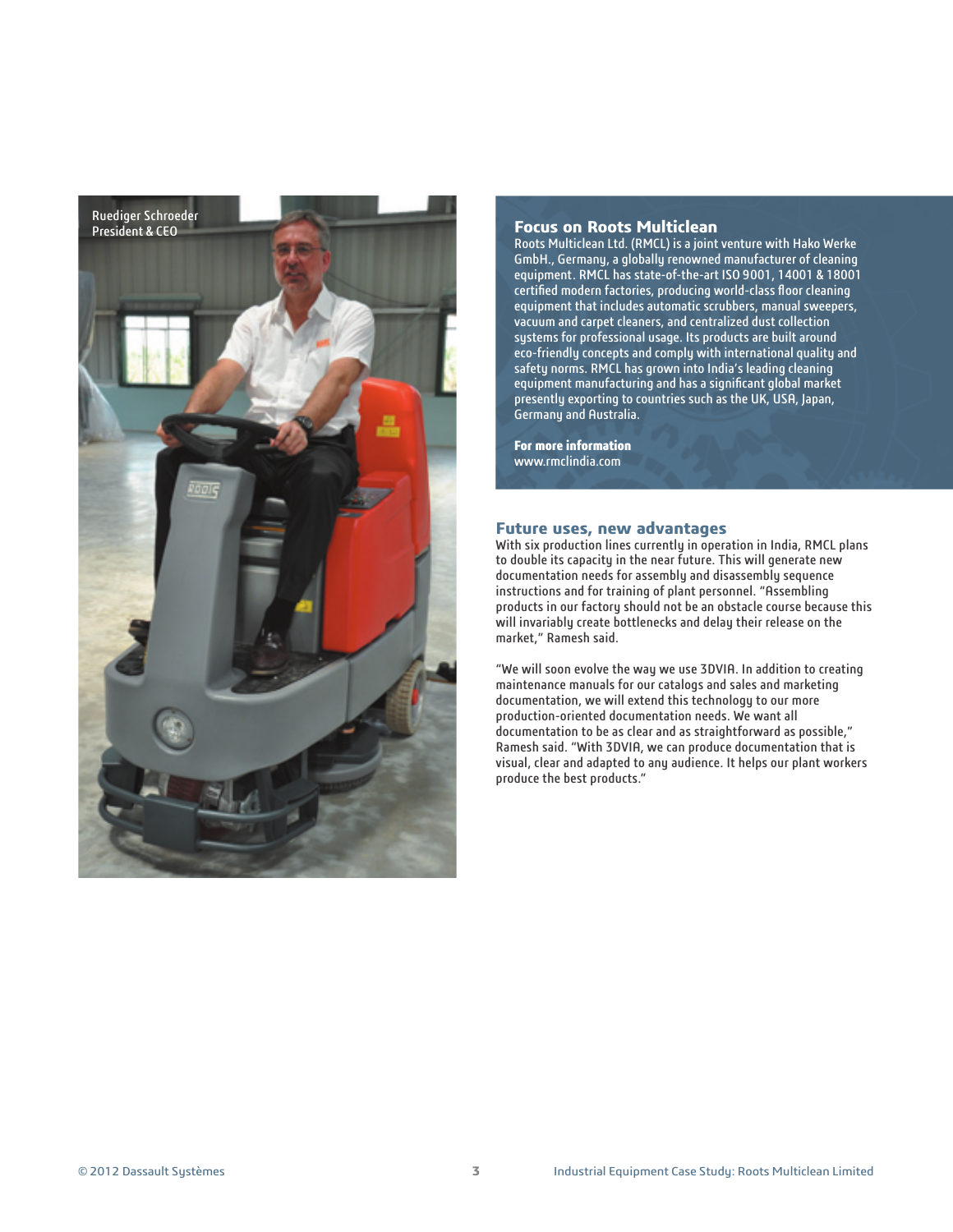Ruediger Schroeder
President & CEO

## Focus on Roots Multiclean

Roots Multiclean Ltd. (RMCL) is a joint venture with Hako Werke GmbH., Germany, a globally renowned manufacturer of cleaning equipment. RMCL has state-of-the-art ISO 9001, 14001 & 18001 certified modern factories, producing world-class floor cleaning equipment that includes automatic scrubbers, manual sweepers, vacuum and carpet cleaners, and centralized dust collection systems for professional usage. Its products are built around eco-friendly concepts and comply with international quality and safety norms. RMCL has grown into India's leading cleaning equipment manufacturing and has a significant global market presently exporting to countries such as the UK, USA, Japan, Germany and Australia.

**For more information**
www.rmclindia.com

## Future uses, new advantages

With six production lines currently in operation in India, RMCL plans to double its capacity in the near future. This will generate new documentation needs for assembly and disassembly sequence instructions and for training of plant personnel. "Assembling products in our factory should not be an obstacle course because this will invariably create bottlenecks and delay their release on the market," Ramesh said.

"We will soon evolve the way we use 3DVIA. In addition to creating maintenance manuals for our catalogs and sales and marketing documentation, we will extend this technology to our more production-oriented documentation needs. We want all documentation to be as clear and as straightforward as possible," Ramesh said. "With 3DVIA, we can produce documentation that is visual, clear and adapted to any audience. It helps our plant workers produce the best products."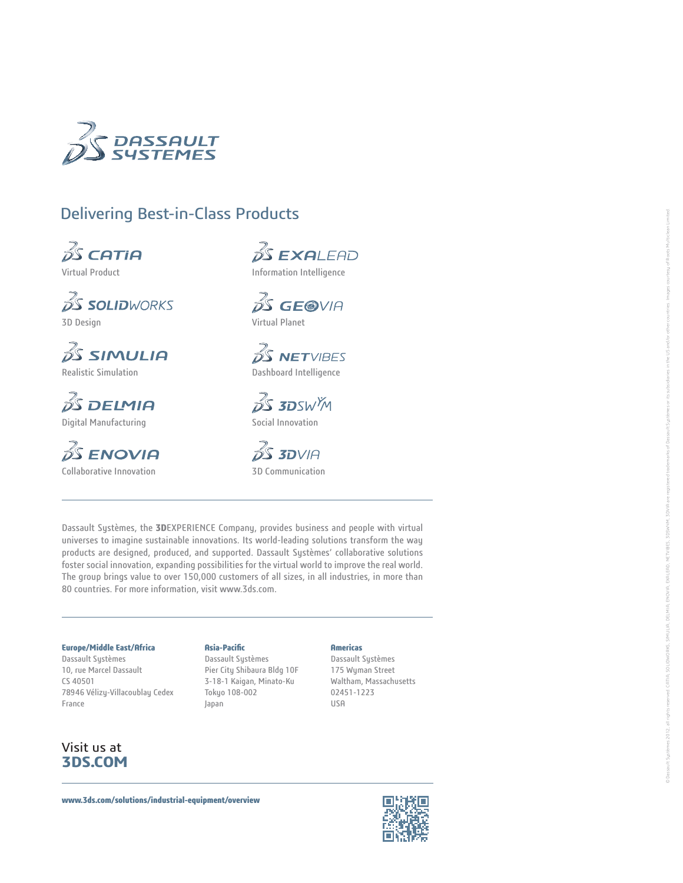DASSAULT SYSTEMES

## Delivering Best-in-Class Products

**CATIA**
Virtual Product

**SOLIDWORKS**
3D Design

**SIMULIA**
Realistic Simulation

**DELMIA**
Digital Manufacturing

**ENOVIA**
Collaborative Innovation

**EXALEAD**
Information Intelligence

**GEOVIA**
Virtual Planet

**NETVIBES**
Dashboard Intelligence

**3DSWYM**
Social Innovation

**3DVIA**
3D Communication

---

Dassault Systèmes, the **3D**EXPERIENCE Company, provides business and people with virtual universes to imagine sustainable innovations. Its world-leading solutions transform the way products are designed, produced, and supported. Dassault Systèmes' collaborative solutions foster social innovation, expanding possibilities for the virtual world to improve the real world. The group brings value to over 150,000 customers of all sizes, in all industries, in more than 80 countries. For more information, visit www.3ds.com.

---

**Europe/Middle East/Africa**
Dassault Systèmes
10, rue Marcel Dassault
CS 40501
78946 Vélizy-Villacoublay Cedex
France

**Asia-Pacific**
Dassault Systèmes
Pier City Shibaura Bldg 10F
3-18-1 Kaigan, Minato-Ku
Tokyo 108-002
Japan

**Americas**
Dassault Systèmes
175 Wyman Street
Waltham, Massachusetts
02451-1223
USA

Visit us at
**3DS.COM**

---

**www.3ds.com/solutions/industrial-equipment/overview**

© Dassault Systèmes 2012, all rights reserved. CATIA, SOLIDWORKS, SIMULIA, DELMIA, ENOVIA, EXALEAD, NETVIBES, 3DSWYM, 3DVIA are registered trademarks of Dassault Systèmes or its subsidiaries in the US and/or other countries. Images courtesy of Roots Multiclean Limited.